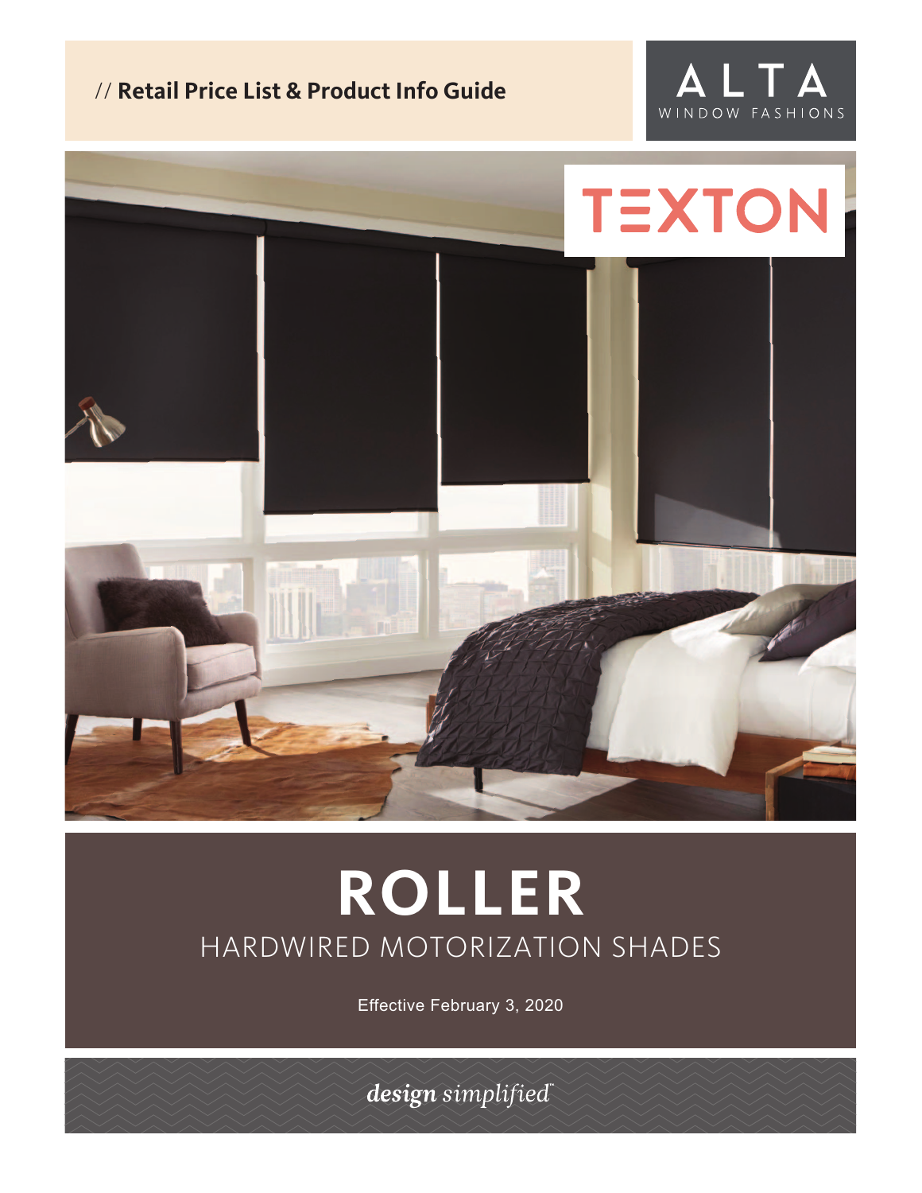// **Retail Price List & Product Info Guide**

ALTA
WINDOW FASHIONS

TEXTON

# ROLLER

## HARDWIRED MOTORIZATION SHADES

Effective February 3, 2020

*design simplified*™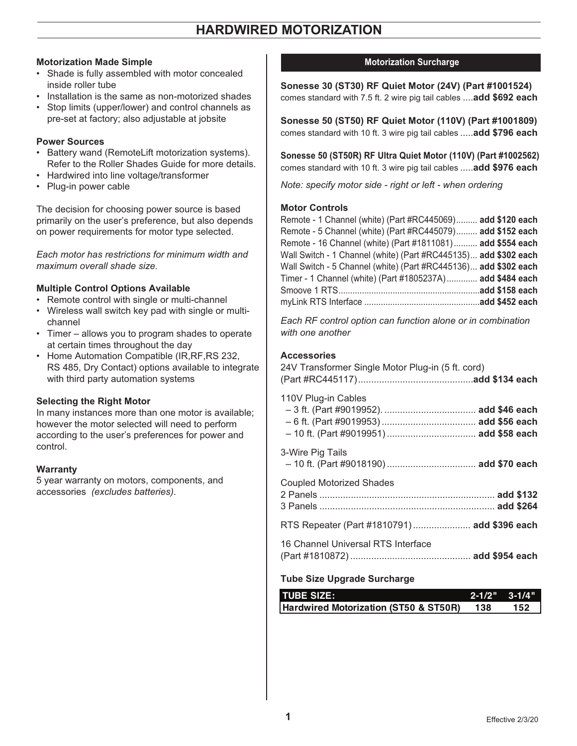# HARDWIRED MOTORIZATION

### Motorization Made Simple

- Shade is fully assembled with motor concealed inside roller tube
- Installation is the same as non-motorized shades
- Stop limits (upper/lower) and control channels as pre-set at factory; also adjustable at jobsite

### Power Sources

- Battery wand (RemoteLift motorization systems). Refer to the Roller Shades Guide for more details.
- Hardwired into line voltage/transformer
- Plug-in power cable

The decision for choosing power source is based primarily on the user's preference, but also depends on power requirements for motor type selected.

*Each motor has restrictions for minimum width and maximum overall shade size*.

### Multiple Control Options Available

- Remote control with single or multi-channel
- Wireless wall switch key pad with single or multi-channel
- Timer – allows you to program shades to operate at certain times throughout the day
- Home Automation Compatible (IR,RF,RS 232, RS 485, Dry Contact) options available to integrate with third party automation systems

### Selecting the Right Motor

In many instances more than one motor is available; however the motor selected will need to perform according to the user's preferences for power and control.

### Warranty

5 year warranty on motors, components, and accessories *(excludes batteries)*.

## Motorization Surcharge

**Sonesse 30 (ST30) RF Quiet Motor (24V) (Part #1001524)**
comes standard with 7.5 ft. 2 wire pig tail cables ....**add $692 each**

**Sonesse 50 (ST50) RF Quiet Motor (110V) (Part #1001809)**
comes standard with 10 ft. 3 wire pig tail cables .....**add $796 each**

**Sonesse 50 (ST50R) RF Ultra Quiet Motor (110V) (Part #1002562)**
comes standard with 10 ft. 3 wire pig tail cables .....**add $976 each**

*Note: specify motor side - right or left - when ordering*

### Motor Controls

Remote - 1 Channel (white) (Part #RC445069)......... **add $120 each**
Remote - 5 Channel (white) (Part #RC445079)......... **add $152 each**
Remote - 16 Channel (white) (Part #1811081).......... **add $554 each**
Wall Switch - 1 Channel (white) (Part #RC445135)... **add $302 each**
Wall Switch - 5 Channel (white) (Part #RC445136)... **add $302 each**
Timer - 1 Channel (white) (Part #1805237A)............. **add $484 each**
Smoove 1 RTS............................................................**add $158 each**
myLink RTS Interface .................................................**add $452 each**

*Each RF control option can function alone or in combination with one another*

### Accessories

24V Transformer Single Motor Plug-in (5 ft. cord)
(Part #RC445117)............................................**add $134 each**

110V Plug-in Cables
– 3 ft. (Part #9019952). .................................. **add $46 each**
– 6 ft. (Part #9019953) .................................... **add $56 each**
– 10 ft. (Part #9019951) .................................. **add $58 each**

3-Wire Pig Tails
– 10 ft. (Part #9018190) .................................. **add $70 each**

Coupled Motorized Shades
2 Panels .................................................................. **add $132**
3 Panels .................................................................. **add $264**

RTS Repeater (Part #1810791) ...................... **add $396 each**

16 Channel Universal RTS Interface
(Part #1810872) ............................................. **add $954 each**

### Tube Size Upgrade Surcharge

| TUBE SIZE: | 2-1/2" | 3-1/4" |
|---|---|---|
| Hardwired Motorization (ST50 & ST50R) | 138 | 152 |

Effective 2/3/20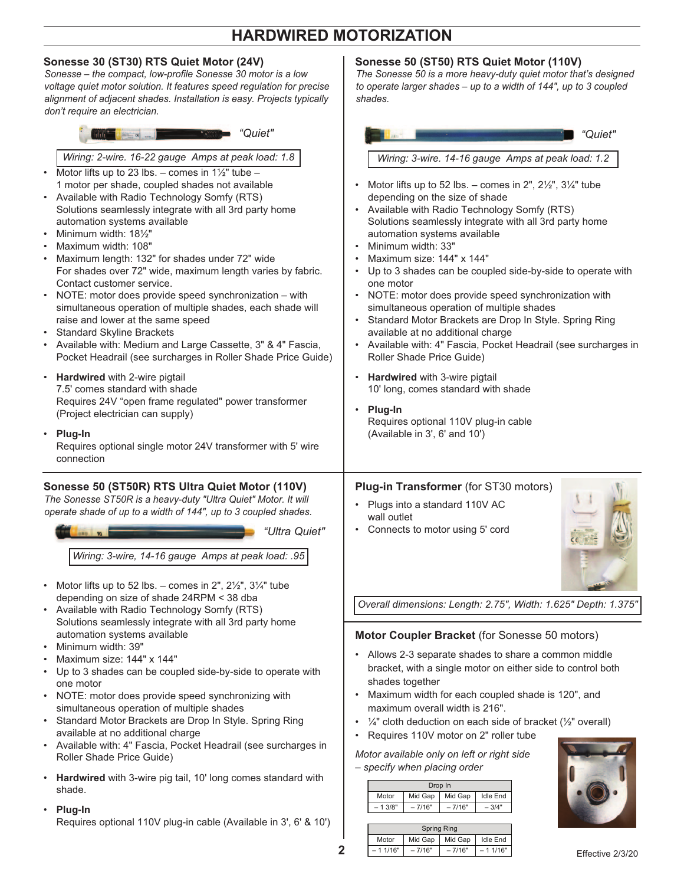# HARDWIRED MOTORIZATION

## Sonesse 30 (ST30) RTS Quiet Motor (24V)

*Sonesse – the compact, low-profile Sonesse 30 motor is a low voltage quiet motor solution. It features speed regulation for precise alignment of adjacent shades. Installation is easy. Projects typically don't require an electrician.*

*"Quiet"*

*Wiring: 2-wire. 16-22 gauge  Amps at peak load: 1.8*

- Motor lifts up to 23 lbs. – comes in 1½" tube – 1 motor per shade, coupled shades not available
- Available with Radio Technology Somfy (RTS) Solutions seamlessly integrate with all 3rd party home automation systems available
- Minimum width: 18½"
- Maximum width: 108"
- Maximum length: 132" for shades under 72" wide For shades over 72" wide, maximum length varies by fabric. Contact customer service.
- NOTE: motor does provide speed synchronization – with simultaneous operation of multiple shades, each shade will raise and lower at the same speed
- Standard Skyline Brackets
- Available with: Medium and Large Cassette, 3" & 4" Fascia, Pocket Headrail (see surcharges in Roller Shade Price Guide)

- **Hardwired** with 2-wire pigtail
  7.5' comes standard with shade
  Requires 24V "open frame regulated" power transformer (Project electrician can supply)

- **Plug-In**
  Requires optional single motor 24V transformer with 5' wire connection

## Sonesse 50 (ST50R) RTS Ultra Quiet Motor (110V)

*The Sonesse ST50R is a heavy-duty "Ultra Quiet" Motor. It will operate shade of up to a width of 144", up to 3 coupled shades.*

*"Ultra Quiet"*

*Wiring: 3-wire, 14-16 gauge  Amps at peak load: .95*

- Motor lifts up to 52 lbs. – comes in 2", 2½", 3¼" tube depending on size of shade 24RPM < 38 dba
- Available with Radio Technology Somfy (RTS) Solutions seamlessly integrate with all 3rd party home automation systems available
- Minimum width: 39"
- Maximum size: 144" x 144"
- Up to 3 shades can be coupled side-by-side to operate with one motor
- NOTE: motor does provide speed synchronizing with simultaneous operation of multiple shades
- Standard Motor Brackets are Drop In Style. Spring Ring available at no additional charge
- Available with: 4" Fascia, Pocket Headrail (see surcharges in Roller Shade Price Guide)

- **Hardwired** with 3-wire pig tail, 10' long comes standard with shade.

- **Plug-In**
  Requires optional 110V plug-in cable (Available in 3', 6' & 10')

## Sonesse 50 (ST50) RTS Quiet Motor (110V)

*The Sonesse 50 is a more heavy-duty quiet motor that's designed to operate larger shades – up to a width of 144", up to 3 coupled shades.*

*"Quiet"*

*Wiring: 3-wire. 14-16 gauge  Amps at peak load: 1.2*

- Motor lifts up to 52 lbs. – comes in 2", 2½", 3¼" tube depending on the size of shade
- Available with Radio Technology Somfy (RTS) Solutions seamlessly integrate with all 3rd party home automation systems available
- Minimum width: 33"
- Maximum size: 144" x 144"
- Up to 3 shades can be coupled side-by-side to operate with one motor
- NOTE: motor does provide speed synchronization with simultaneous operation of multiple shades
- Standard Motor Brackets are Drop In Style. Spring Ring available at no additional charge
- Available with: 4" Fascia, Pocket Headrail (see surcharges in Roller Shade Price Guide)

- **Hardwired** with 3-wire pigtail
  10' long, comes standard with shade

- **Plug-In**
  Requires optional 110V plug-in cable (Available in 3', 6' and 10')

## Plug-in Transformer (for ST30 motors)

- Plugs into a standard 110V AC wall outlet
- Connects to motor using 5' cord

*Overall dimensions: Length: 2.75", Width: 1.625" Depth: 1.375"*

## Motor Coupler Bracket (for Sonesse 50 motors)

- Allows 2-3 separate shades to share a common middle bracket, with a single motor on either side to control both shades together
- Maximum width for each coupled shade is 120", and maximum overall width is 216".
- ¼" cloth deduction on each side of bracket (½" overall)
- Requires 110V motor on 2" roller tube

*Motor available only on left or right side – specify when placing order*

| Drop In | | | |
|---|---|---|---|
| Motor | Mid Gap | Mid Gap | Idle End |
| – 1 3/8" | – 7/16" | – 7/16" | – 3/4" |

| Spring Ring | | | |
|---|---|---|---|
| Motor | Mid Gap | Mid Gap | Idle End |
| – 1 1/16" | – 7/16" | – 7/16" | – 1 1/16" |

Effective 2/3/20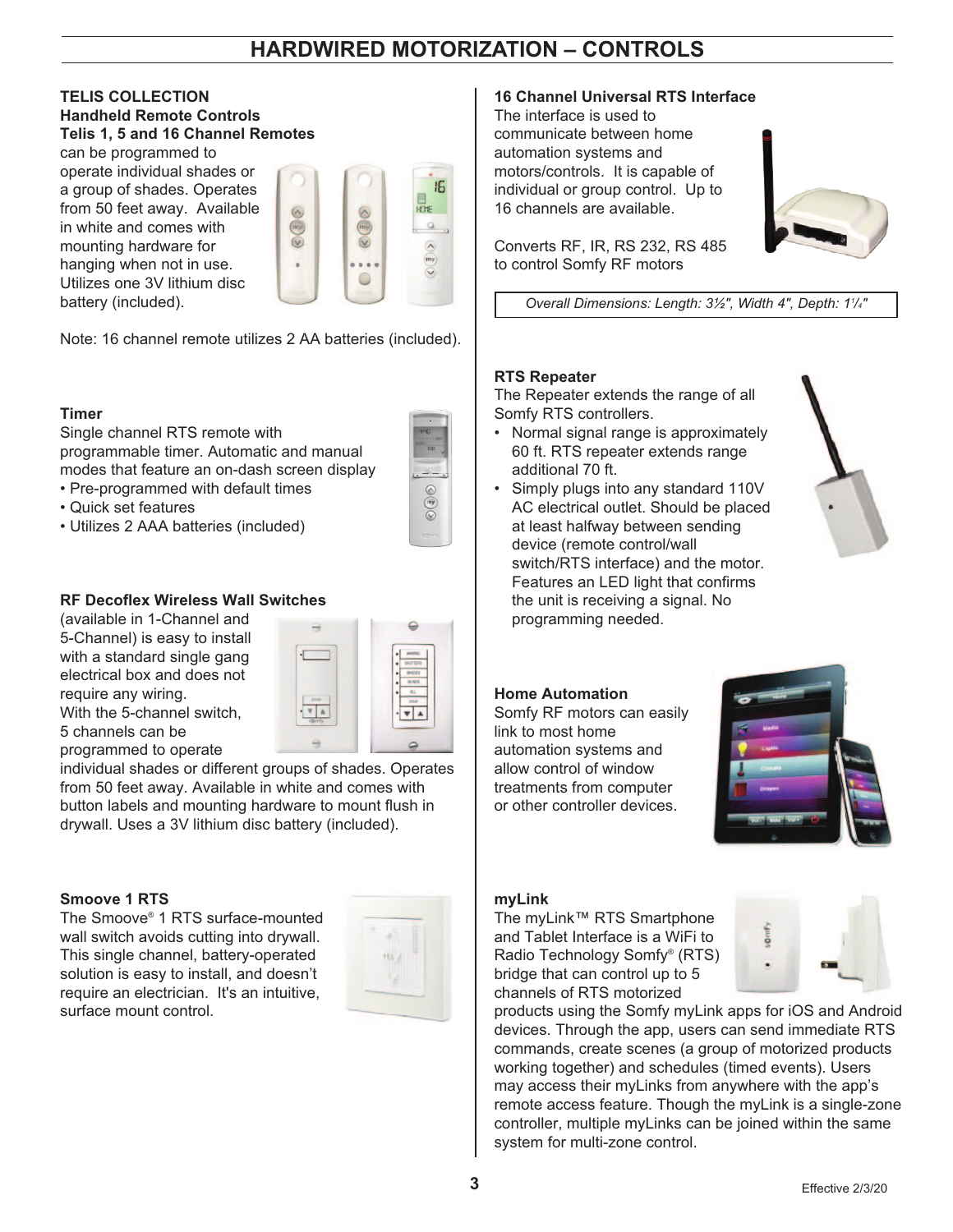# HARDWIRED MOTORIZATION – CONTROLS

**TELIS COLLECTION**
**Handheld Remote Controls**
**Telis 1, 5 and 16 Channel Remotes**
can be programmed to operate individual shades or a group of shades. Operates from 50 feet away. Available in white and comes with mounting hardware for hanging when not in use. Utilizes one 3V lithium disc battery (included).

Note: 16 channel remote utilizes 2 AA batteries (included).

**Timer**
Single channel RTS remote with programmable timer. Automatic and manual modes that feature an on-dash screen display

- Pre-programmed with default times
- Quick set features
- Utilizes 2 AAA batteries (included)

**RF Decoflex Wireless Wall Switches**
(available in 1-Channel and 5-Channel) is easy to install with a standard single gang electrical box and does not require any wiring. With the 5-channel switch, 5 channels can be programmed to operate individual shades or different groups of shades. Operates from 50 feet away. Available in white and comes with button labels and mounting hardware to mount flush in drywall. Uses a 3V lithium disc battery (included).

**Smoove 1 RTS**
The Smoove® 1 RTS surface-mounted wall switch avoids cutting into drywall. This single channel, battery-operated solution is easy to install, and doesn't require an electrician. It's an intuitive, surface mount control.

**16 Channel Universal RTS Interface**
The interface is used to communicate between home automation systems and motors/controls. It is capable of individual or group control. Up to 16 channels are available.

Converts RF, IR, RS 232, RS 485 to control Somfy RF motors

*Overall Dimensions: Length: 3½", Width 4", Depth: 1¼"*

**RTS Repeater**
The Repeater extends the range of all Somfy RTS controllers.

- Normal signal range is approximately 60 ft. RTS repeater extends range additional 70 ft.
- Simply plugs into any standard 110V AC electrical outlet. Should be placed at least halfway between sending device (remote control/wall switch/RTS interface) and the motor. Features an LED light that confirms the unit is receiving a signal. No programming needed.

**Home Automation**
Somfy RF motors can easily link to most home automation systems and allow control of window treatments from computer or other controller devices.

**myLink**
The myLink™ RTS Smartphone and Tablet Interface is a WiFi to Radio Technology Somfy® (RTS) bridge that can control up to 5 channels of RTS motorized products using the Somfy myLink apps for iOS and Android devices. Through the app, users can send immediate RTS commands, create scenes (a group of motorized products working together) and schedules (timed events). Users may access their myLinks from anywhere with the app's remote access feature. Though the myLink is a single-zone controller, multiple myLinks can be joined within the same system for multi-zone control.

Effective 2/3/20